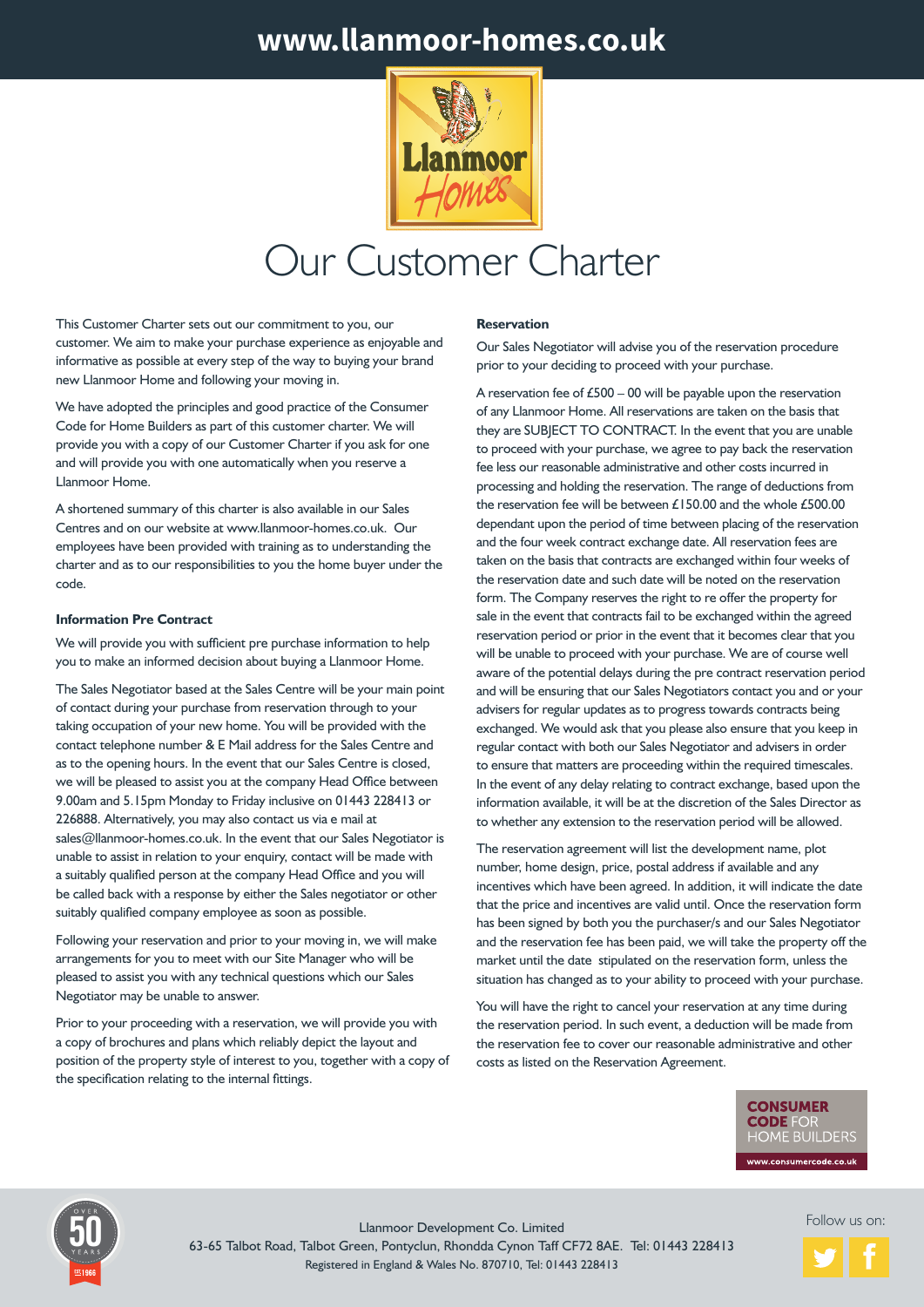www.llanmoor-homes.co.uk

# Our Customer Charter

This Customer Charter sets out our commitment to you, our customer. We aim to make your purchase experience as enjoyable and informative as possible at every step of the way to buying your brand new Llanmoor Home and following your moving in.

We have adopted the principles and good practice of the Consumer Code for Home Builders as part of this customer charter. We will provide you with a copy of our Customer Charter if you ask for one and will provide you with one automatically when you reserve a Llanmoor Home.

A shortened summary of this charter is also available in our Sales Centres and on our website at www.llanmoor-homes.co.uk. Our employees have been provided with training as to understanding the charter and as to our responsibilities to you the home buyer under the code.

**Information Pre Contract**

We will provide you with sufficient pre purchase information to help you to make an informed decision about buying a Llanmoor Home.

The Sales Negotiator based at the Sales Centre will be your main point of contact during your purchase from reservation through to your taking occupation of your new home. You will be provided with the contact telephone number & E Mail address for the Sales Centre and as to the opening hours. In the event that our Sales Centre is closed, we will be pleased to assist you at the company Head Office between 9.00am and 5.15pm Monday to Friday inclusive on 01443 228413 or 226888. Alternatively, you may also contact us via e mail at sales@llanmoor-homes.co.uk. In the event that our Sales Negotiator is unable to assist in relation to your enquiry, contact will be made with a suitably qualified person at the company Head Office and you will be called back with a response by either the Sales negotiator or other suitably qualified company employee as soon as possible.

Following your reservation and prior to your moving in, we will make arrangements for you to meet with our Site Manager who will be pleased to assist you with any technical questions which our Sales Negotiator may be unable to answer.

Prior to your proceeding with a reservation, we will provide you with a copy of brochures and plans which reliably depict the layout and position of the property style of interest to you, together with a copy of the specification relating to the internal fittings.

**Reservation**

Our Sales Negotiator will advise you of the reservation procedure prior to your deciding to proceed with your purchase.

A reservation fee of £500 – 00 will be payable upon the reservation of any Llanmoor Home. All reservations are taken on the basis that they are SUBJECT TO CONTRACT. In the event that you are unable to proceed with your purchase, we agree to pay back the reservation fee less our reasonable administrative and other costs incurred in processing and holding the reservation. The range of deductions from the reservation fee will be between £150.00 and the whole £500.00 dependant upon the period of time between placing of the reservation and the four week contract exchange date. All reservation fees are taken on the basis that contracts are exchanged within four weeks of the reservation date and such date will be noted on the reservation form. The Company reserves the right to re offer the property for sale in the event that contracts fail to be exchanged within the agreed reservation period or prior in the event that it becomes clear that you will be unable to proceed with your purchase. We are of course well aware of the potential delays during the pre contract reservation period and will be ensuring that our Sales Negotiators contact you and or your advisers for regular updates as to progress towards contracts being exchanged. We would ask that you please also ensure that you keep in regular contact with both our Sales Negotiator and advisers in order to ensure that matters are proceeding within the required timescales. In the event of any delay relating to contract exchange, based upon the information available, it will be at the discretion of the Sales Director as to whether any extension to the reservation period will be allowed.

The reservation agreement will list the development name, plot number, home design, price, postal address if available and any incentives which have been agreed. In addition, it will indicate the date that the price and incentives are valid until. Once the reservation form has been signed by both you the purchaser/s and our Sales Negotiator and the reservation fee has been paid, we will take the property off the market until the date stipulated on the reservation form, unless the situation has changed as to your ability to proceed with your purchase.

You will have the right to cancel your reservation at any time during the reservation period. In such event, a deduction will be made from the reservation fee to cover our reasonable administrative and other costs as listed on the Reservation Agreement.

CONSUMER CODE FOR HOME BUILDERS
www.consumercode.co.uk

Llanmoor Development Co. Limited
63-65 Talbot Road, Talbot Green, Pontyclun, Rhondda Cynon Taff CF72 8AE. Tel: 01443 228413
Registered in England & Wales No. 870710, Tel: 01443 228413

Follow us on: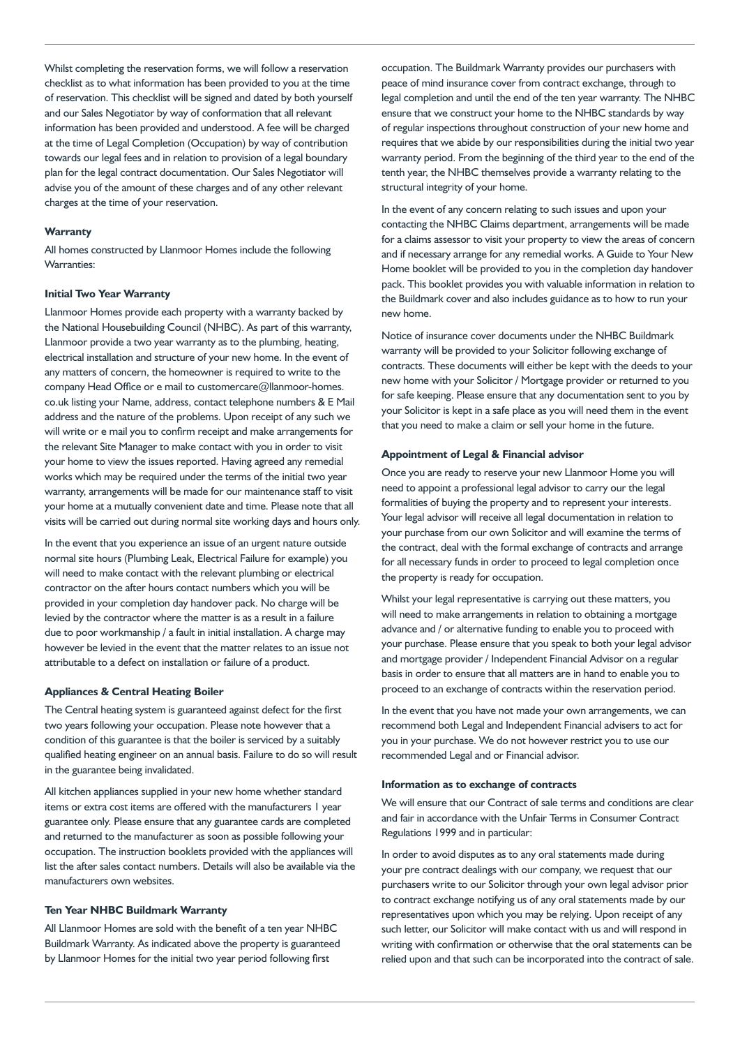Whilst completing the reservation forms, we will follow a reservation checklist as to what information has been provided to you at the time of reservation. This checklist will be signed and dated by both yourself and our Sales Negotiator by way of conformation that all relevant information has been provided and understood. A fee will be charged at the time of Legal Completion (Occupation) by way of contribution towards our legal fees and in relation to provision of a legal boundary plan for the legal contract documentation. Our Sales Negotiator will advise you of the amount of these charges and of any other relevant charges at the time of your reservation.

#### Warranty

All homes constructed by Llanmoor Homes include the following Warranties:

#### Initial Two Year Warranty

Llanmoor Homes provide each property with a warranty backed by the National Housebuilding Council (NHBC). As part of this warranty, Llanmoor provide a two year warranty as to the plumbing, heating, electrical installation and structure of your new home. In the event of any matters of concern, the homeowner is required to write to the company Head Office or e mail to customercare@llanmoor-homes.co.uk listing your Name, address, contact telephone numbers & E Mail address and the nature of the problems. Upon receipt of any such we will write or e mail you to confirm receipt and make arrangements for the relevant Site Manager to make contact with you in order to visit your home to view the issues reported. Having agreed any remedial works which may be required under the terms of the initial two year warranty, arrangements will be made for our maintenance staff to visit your home at a mutually convenient date and time. Please note that all visits will be carried out during normal site working days and hours only.

In the event that you experience an issue of an urgent nature outside normal site hours (Plumbing Leak, Electrical Failure for example) you will need to make contact with the relevant plumbing or electrical contractor on the after hours contact numbers which you will be provided in your completion day handover pack. No charge will be levied by the contractor where the matter is as a result in a failure due to poor workmanship / a fault in initial installation. A charge may however be levied in the event that the matter relates to an issue not attributable to a defect on installation or failure of a product.

#### Appliances & Central Heating Boiler

The Central heating system is guaranteed against defect for the first two years following your occupation. Please note however that a condition of this guarantee is that the boiler is serviced by a suitably qualified heating engineer on an annual basis. Failure to do so will result in the guarantee being invalidated.

All kitchen appliances supplied in your new home whether standard items or extra cost items are offered with the manufacturers 1 year guarantee only. Please ensure that any guarantee cards are completed and returned to the manufacturer as soon as possible following your occupation. The instruction booklets provided with the appliances will list the after sales contact numbers. Details will also be available via the manufacturers own websites.

#### Ten Year NHBC Buildmark Warranty

All Llanmoor Homes are sold with the benefit of a ten year NHBC Buildmark Warranty. As indicated above the property is guaranteed by Llanmoor Homes for the initial two year period following first occupation. The Buildmark Warranty provides our purchasers with peace of mind insurance cover from contract exchange, through to legal completion and until the end of the ten year warranty. The NHBC ensure that we construct your home to the NHBC standards by way of regular inspections throughout construction of your new home and requires that we abide by our responsibilities during the initial two year warranty period. From the beginning of the third year to the end of the tenth year, the NHBC themselves provide a warranty relating to the structural integrity of your home.

In the event of any concern relating to such issues and upon your contacting the NHBC Claims department, arrangements will be made for a claims assessor to visit your property to view the areas of concern and if necessary arrange for any remedial works. A Guide to Your New Home booklet will be provided to you in the completion day handover pack. This booklet provides you with valuable information in relation to the Buildmark cover and also includes guidance as to how to run your new home.

Notice of insurance cover documents under the NHBC Buildmark warranty will be provided to your Solicitor following exchange of contracts. These documents will either be kept with the deeds to your new home with your Solicitor / Mortgage provider or returned to you for safe keeping. Please ensure that any documentation sent to you by your Solicitor is kept in a safe place as you will need them in the event that you need to make a claim or sell your home in the future.

#### Appointment of Legal & Financial advisor

Once you are ready to reserve your new Llanmoor Home you will need to appoint a professional legal advisor to carry our the legal formalities of buying the property and to represent your interests. Your legal advisor will receive all legal documentation in relation to your purchase from our own Solicitor and will examine the terms of the contract, deal with the formal exchange of contracts and arrange for all necessary funds in order to proceed to legal completion once the property is ready for occupation.

Whilst your legal representative is carrying out these matters, you will need to make arrangements in relation to obtaining a mortgage advance and / or alternative funding to enable you to proceed with your purchase. Please ensure that you speak to both your legal advisor and mortgage provider / Independent Financial Advisor on a regular basis in order to ensure that all matters are in hand to enable you to proceed to an exchange of contracts within the reservation period.

In the event that you have not made your own arrangements, we can recommend both Legal and Independent Financial advisers to act for you in your purchase. We do not however restrict you to use our recommended Legal and or Financial advisor.

#### Information as to exchange of contracts

We will ensure that our Contract of sale terms and conditions are clear and fair in accordance with the Unfair Terms in Consumer Contract Regulations 1999 and in particular:

In order to avoid disputes as to any oral statements made during your pre contract dealings with our company, we request that our purchasers write to our Solicitor through your own legal advisor prior to contract exchange notifying us of any oral statements made by our representatives upon which you may be relying. Upon receipt of any such letter, our Solicitor will make contact with us and will respond in writing with confirmation or otherwise that the oral statements can be relied upon and that such can be incorporated into the contract of sale.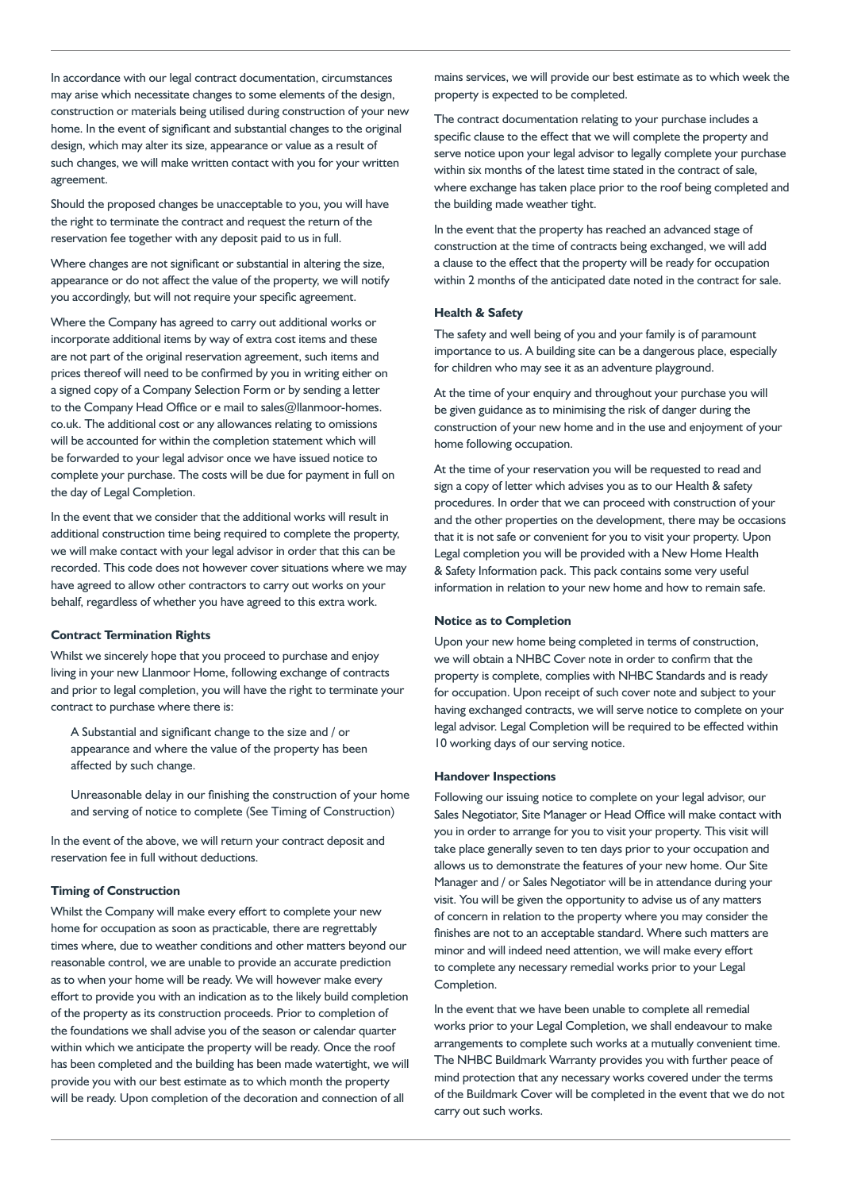In accordance with our legal contract documentation, circumstances may arise which necessitate changes to some elements of the design, construction or materials being utilised during construction of your new home. In the event of significant and substantial changes to the original design, which may alter its size, appearance or value as a result of such changes, we will make written contact with you for your written agreement.

Should the proposed changes be unacceptable to you, you will have the right to terminate the contract and request the return of the reservation fee together with any deposit paid to us in full.

Where changes are not significant or substantial in altering the size, appearance or do not affect the value of the property, we will notify you accordingly, but will not require your specific agreement.

Where the Company has agreed to carry out additional works or incorporate additional items by way of extra cost items and these are not part of the original reservation agreement, such items and prices thereof will need to be confirmed by you in writing either on a signed copy of a Company Selection Form or by sending a letter to the Company Head Office or e mail to sales@llanmoor-homes.co.uk. The additional cost or any allowances relating to omissions will be accounted for within the completion statement which will be forwarded to your legal advisor once we have issued notice to complete your purchase. The costs will be due for payment in full on the day of Legal Completion.

In the event that we consider that the additional works will result in additional construction time being required to complete the property, we will make contact with your legal advisor in order that this can be recorded. This code does not however cover situations where we may have agreed to allow other contractors to carry out works on your behalf, regardless of whether you have agreed to this extra work.

**Contract Termination Rights**

Whilst we sincerely hope that you proceed to purchase and enjoy living in your new Llanmoor Home, following exchange of contracts and prior to legal completion, you will have the right to terminate your contract to purchase where there is:

> A Substantial and significant change to the size and / or appearance and where the value of the property has been affected by such change.
>
> Unreasonable delay in our finishing the construction of your home and serving of notice to complete (See Timing of Construction)

In the event of the above, we will return your contract deposit and reservation fee in full without deductions.

**Timing of Construction**

Whilst the Company will make every effort to complete your new home for occupation as soon as practicable, there are regrettably times where, due to weather conditions and other matters beyond our reasonable control, we are unable to provide an accurate prediction as to when your home will be ready. We will however make every effort to provide you with an indication as to the likely build completion of the property as its construction proceeds. Prior to completion of the foundations we shall advise you of the season or calendar quarter within which we anticipate the property will be ready. Once the roof has been completed and the building has been made watertight, we will provide you with our best estimate as to which month the property will be ready. Upon completion of the decoration and connection of all mains services, we will provide our best estimate as to which week the property is expected to be completed.

The contract documentation relating to your purchase includes a specific clause to the effect that we will complete the property and serve notice upon your legal advisor to legally complete your purchase within six months of the latest time stated in the contract of sale, where exchange has taken place prior to the roof being completed and the building made weather tight.

In the event that the property has reached an advanced stage of construction at the time of contracts being exchanged, we will add a clause to the effect that the property will be ready for occupation within 2 months of the anticipated date noted in the contract for sale.

**Health & Safety**

The safety and well being of you and your family is of paramount importance to us. A building site can be a dangerous place, especially for children who may see it as an adventure playground.

At the time of your enquiry and throughout your purchase you will be given guidance as to minimising the risk of danger during the construction of your new home and in the use and enjoyment of your home following occupation.

At the time of your reservation you will be requested to read and sign a copy of letter which advises you as to our Health & safety procedures. In order that we can proceed with construction of your and the other properties on the development, there may be occasions that it is not safe or convenient for you to visit your property. Upon Legal completion you will be provided with a New Home Health & Safety Information pack. This pack contains some very useful information in relation to your new home and how to remain safe.

**Notice as to Completion**

Upon your new home being completed in terms of construction, we will obtain a NHBC Cover note in order to confirm that the property is complete, complies with NHBC Standards and is ready for occupation. Upon receipt of such cover note and subject to your having exchanged contracts, we will serve notice to complete on your legal advisor. Legal Completion will be required to be effected within 10 working days of our serving notice.

**Handover Inspections**

Following our issuing notice to complete on your legal advisor, our Sales Negotiator, Site Manager or Head Office will make contact with you in order to arrange for you to visit your property. This visit will take place generally seven to ten days prior to your occupation and allows us to demonstrate the features of your new home. Our Site Manager and / or Sales Negotiator will be in attendance during your visit. You will be given the opportunity to advise us of any matters of concern in relation to the property where you may consider the finishes are not to an acceptable standard. Where such matters are minor and will indeed need attention, we will make every effort to complete any necessary remedial works prior to your Legal Completion.

In the event that we have been unable to complete all remedial works prior to your Legal Completion, we shall endeavour to make arrangements to complete such works at a mutually convenient time. The NHBC Buildmark Warranty provides you with further peace of mind protection that any necessary works covered under the terms of the Buildmark Cover will be completed in the event that we do not carry out such works.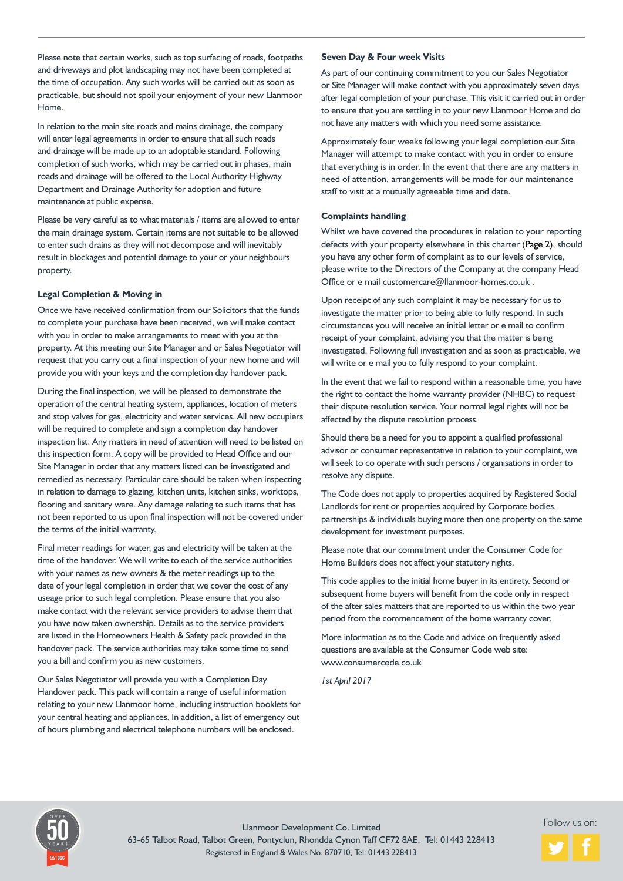Please note that certain works, such as top surfacing of roads, footpaths and driveways and plot landscaping may not have been completed at the time of occupation. Any such works will be carried out as soon as practicable, but should not spoil your enjoyment of your new Llanmoor Home.

In relation to the main site roads and mains drainage, the company will enter legal agreements in order to ensure that all such roads and drainage will be made up to an adoptable standard. Following completion of such works, which may be carried out in phases, main roads and drainage will be offered to the Local Authority Highway Department and Drainage Authority for adoption and future maintenance at public expense.

Please be very careful as to what materials / items are allowed to enter the main drainage system. Certain items are not suitable to be allowed to enter such drains as they will not decompose and will inevitably result in blockages and potential damage to your or your neighbours property.

**Legal Completion & Moving in**

Once we have received confirmation from our Solicitors that the funds to complete your purchase have been received, we will make contact with you in order to make arrangements to meet with you at the property. At this meeting our Site Manager and or Sales Negotiator will request that you carry out a final inspection of your new home and will provide you with your keys and the completion day handover pack.

During the final inspection, we will be pleased to demonstrate the operation of the central heating system, appliances, location of meters and stop valves for gas, electricity and water services. All new occupiers will be required to complete and sign a completion day handover inspection list. Any matters in need of attention will need to be listed on this inspection form. A copy will be provided to Head Office and our Site Manager in order that any matters listed can be investigated and remedied as necessary. Particular care should be taken when inspecting in relation to damage to glazing, kitchen units, kitchen sinks, worktops, flooring and sanitary ware. Any damage relating to such items that has not been reported to us upon final inspection will not be covered under the terms of the initial warranty.

Final meter readings for water, gas and electricity will be taken at the time of the handover. We will write to each of the service authorities with your names as new owners & the meter readings up to the date of your legal completion in order that we cover the cost of any useage prior to such legal completion. Please ensure that you also make contact with the relevant service providers to advise them that you have now taken ownership. Details as to the service providers are listed in the Homeowners Health & Safety pack provided in the handover pack. The service authorities may take some time to send you a bill and confirm you as new customers.

Our Sales Negotiator will provide you with a Completion Day Handover pack. This pack will contain a range of useful information relating to your new Llanmoor home, including instruction booklets for your central heating and appliances. In addition, a list of emergency out of hours plumbing and electrical telephone numbers will be enclosed.

**Seven Day & Four week Visits**

As part of our continuing commitment to you our Sales Negotiator or Site Manager will make contact with you approximately seven days after legal completion of your purchase. This visit it carried out in order to ensure that you are settling in to your new Llanmoor Home and do not have any matters with which you need some assistance.

Approximately four weeks following your legal completion our Site Manager will attempt to make contact with you in order to ensure that everything is in order. In the event that there are any matters in need of attention, arrangements will be made for our maintenance staff to visit at a mutually agreeable time and date.

**Complaints handling**

Whilst we have covered the procedures in relation to your reporting defects with your property elsewhere in this charter (Page 2), should you have any other form of complaint as to our levels of service, please write to the Directors of the Company at the company Head Office or e mail customercare@llanmoor-homes.co.uk .

Upon receipt of any such complaint it may be necessary for us to investigate the matter prior to being able to fully respond. In such circumstances you will receive an initial letter or e mail to confirm receipt of your complaint, advising you that the matter is being investigated. Following full investigation and as soon as practicable, we will write or e mail you to fully respond to your complaint.

In the event that we fail to respond within a reasonable time, you have the right to contact the home warranty provider (NHBC) to request their dispute resolution service. Your normal legal rights will not be affected by the dispute resolution process.

Should there be a need for you to appoint a qualified professional advisor or consumer representative in relation to your complaint, we will seek to co operate with such persons / organisations in order to resolve any dispute.

The Code does not apply to properties acquired by Registered Social Landlords for rent or properties acquired by Corporate bodies, partnerships & individuals buying more then one property on the same development for investment purposes.

Please note that our commitment under the Consumer Code for Home Builders does not affect your statutory rights.

This code applies to the initial home buyer in its entirety. Second or subsequent home buyers will benefit from the code only in respect of the after sales matters that are reported to us within the two year period from the commencement of the home warranty cover.

More information as to the Code and advice on frequently asked questions are available at the Consumer Code web site: www.consumercode.co.uk

*1st April 2017*

Llanmoor Development Co. Limited
63-65 Talbot Road, Talbot Green, Pontyclun, Rhondda Cynon Taff CF72 8AE. Tel: 01443 228413
Registered in England & Wales No. 870710, Tel: 01443 228413

Follow us on: